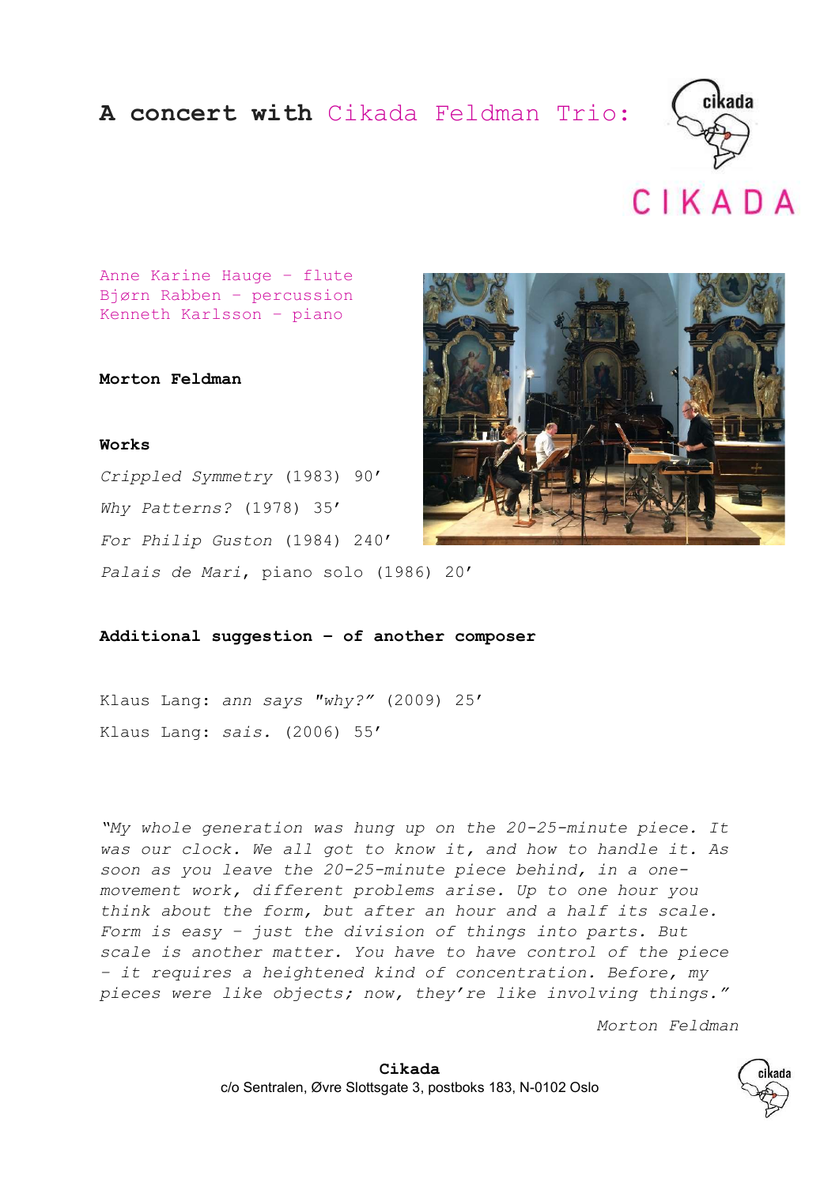# A concert with Cikada Feldman Trio:

CIKADA

Anne Karine Hauge – flute
Bjørn Rabben – percussion
Kenneth Karlsson – piano

**Morton Feldman**

**Works**

*Crippled Symmetry* (1983) 90’

*Why Patterns?* (1978) 35’

*For Philip Guston* (1984) 240’

*Palais de Mari*, piano solo (1986) 20’

**Additional suggestion – of another composer**

Klaus Lang: *ann says "why?"* (2009) 25’

Klaus Lang: *sais.* (2006) 55’

*"My whole generation was hung up on the 20-25-minute piece. It was our clock. We all got to know it, and how to handle it. As soon as you leave the 20-25-minute piece behind, in a one-movement work, different problems arise. Up to one hour you think about the form, but after an hour and a half its scale. Form is easy – just the division of things into parts. But scale is another matter. You have to have control of the piece – it requires a heightened kind of concentration. Before, my pieces were like objects; now, they're like involving things."*

*Morton Feldman*

**Cikada**
c/o Sentralen, Øvre Slottsgate 3, postboks 183, N-0102 Oslo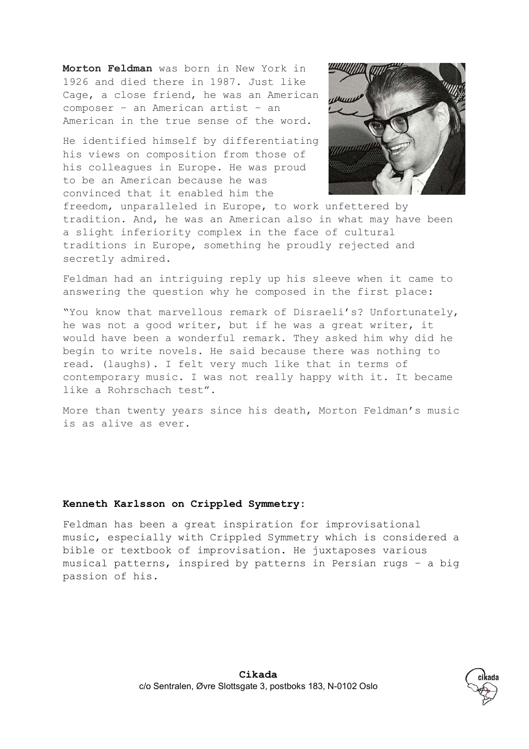**Morton Feldman** was born in New York in 1926 and died there in 1987. Just like Cage, a close friend, he was an American composer – an American artist – an American in the true sense of the word.

He identified himself by differentiating his views on composition from those of his colleagues in Europe. He was proud to be an American because he was convinced that it enabled him the freedom, unparalleled in Europe, to work unfettered by tradition. And, he was an American also in what may have been a slight inferiority complex in the face of cultural traditions in Europe, something he proudly rejected and secretly admired.

Feldman had an intriguing reply up his sleeve when it came to answering the question why he composed in the first place:

"You know that marvellous remark of Disraeli's? Unfortunately, he was not a good writer, but if he was a great writer, it would have been a wonderful remark. They asked him why did he begin to write novels. He said because there was nothing to read. (laughs). I felt very much like that in terms of contemporary music. I was not really happy with it. It became like a Rohrschach test".

More than twenty years since his death, Morton Feldman's music is as alive as ever.

**Kenneth Karlsson on Crippled Symmetry:**

Feldman has been a great inspiration for improvisational music, especially with Crippled Symmetry which is considered a bible or textbook of improvisation. He juxtaposes various musical patterns, inspired by patterns in Persian rugs – a big passion of his.

**Cikada**
c/o Sentralen, Øvre Slottsgate 3, postboks 183, N-0102 Oslo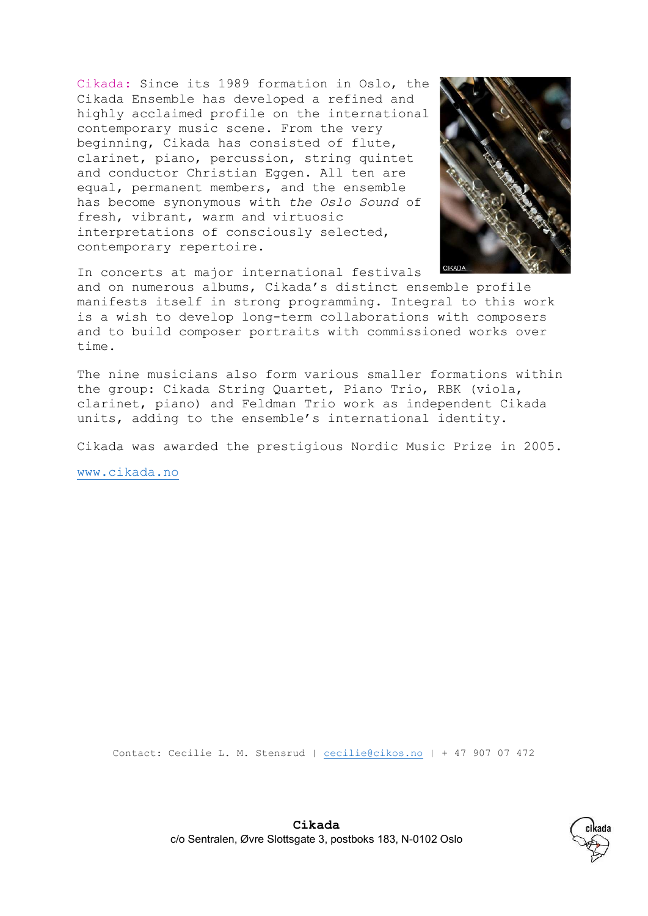Cikada: Since its 1989 formation in Oslo, the Cikada Ensemble has developed a refined and highly acclaimed profile on the international contemporary music scene. From the very beginning, Cikada has consisted of flute, clarinet, piano, percussion, string quintet and conductor Christian Eggen. All ten are equal, permanent members, and the ensemble has become synonymous with *the Oslo Sound* of fresh, vibrant, warm and virtuosic interpretations of consciously selected, contemporary repertoire.

In concerts at major international festivals and on numerous albums, Cikada's distinct ensemble profile manifests itself in strong programming. Integral to this work is a wish to develop long-term collaborations with composers and to build composer portraits with commissioned works over time.

The nine musicians also form various smaller formations within the group: Cikada String Quartet, Piano Trio, RBK (viola, clarinet, piano) and Feldman Trio work as independent Cikada units, adding to the ensemble's international identity.

Cikada was awarded the prestigious Nordic Music Prize in 2005.

www.cikada.no

Contact: Cecilie L. M. Stensrud | cecilie@cikos.no | + 47 907 07 472

**Cikada**
c/o Sentralen, Øvre Slottsgate 3, postboks 183, N-0102 Oslo